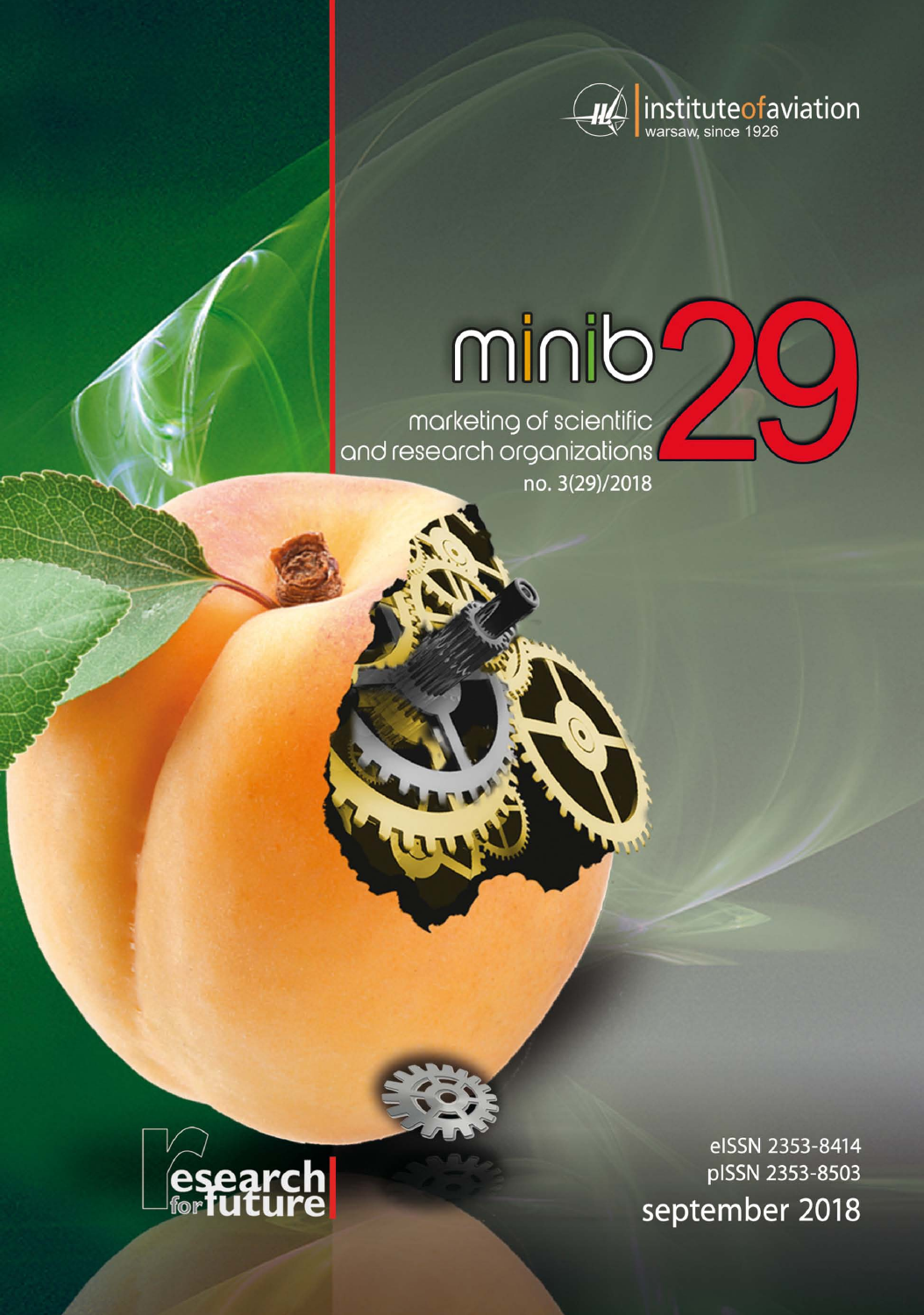institute of aviation
warsaw, since 1926

# minib 29

marketing of scientific and research organizations

no. 3(29)/2018

research for future

eISSN 2353-8414

pISSN 2353-8503

september 2018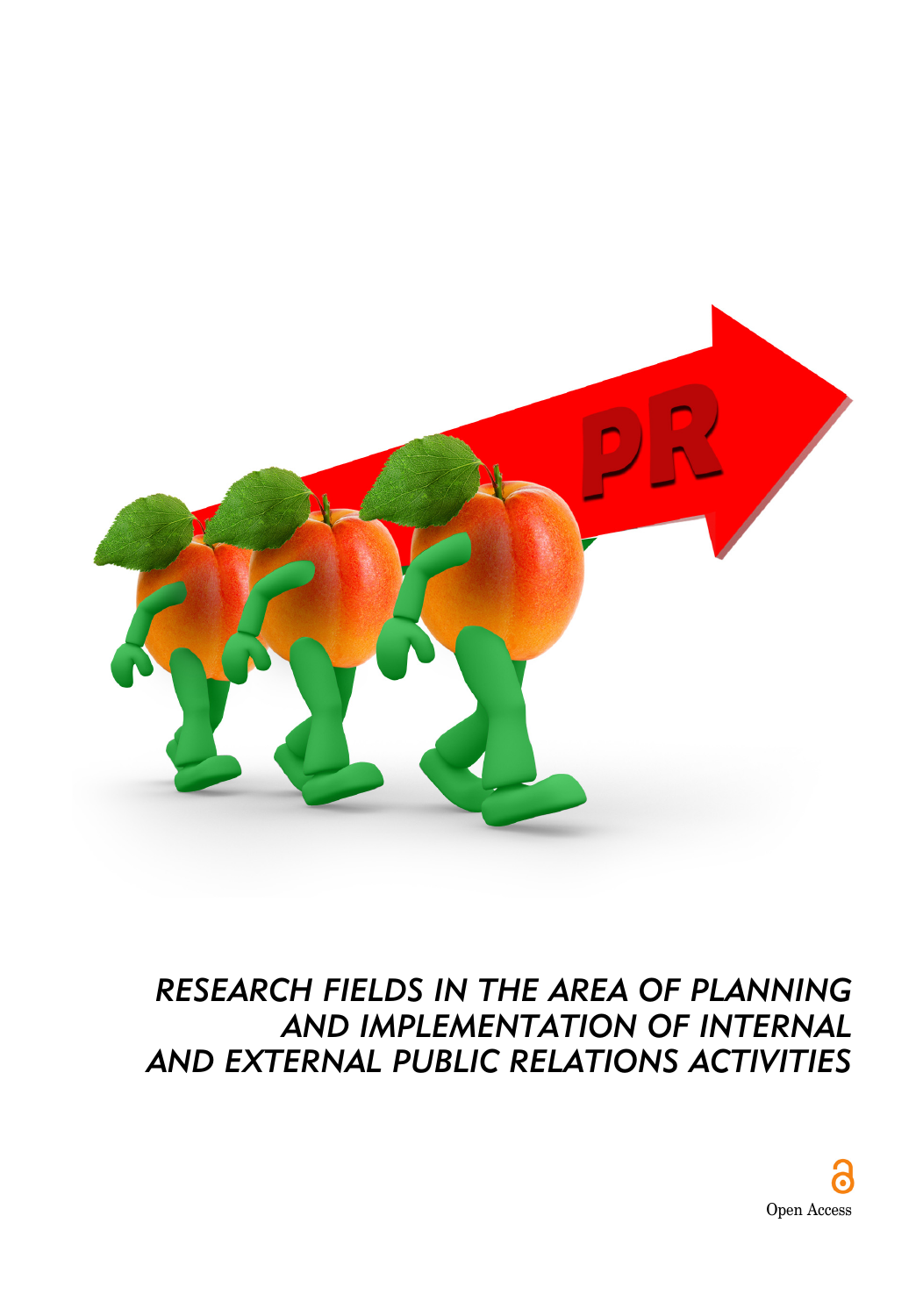# *RESEARCH FIELDS IN THE AREA OF PLANNING AND IMPLEMENTATION OF INTERNAL AND EXTERNAL PUBLIC RELATIONS ACTIVITIES*

Open Access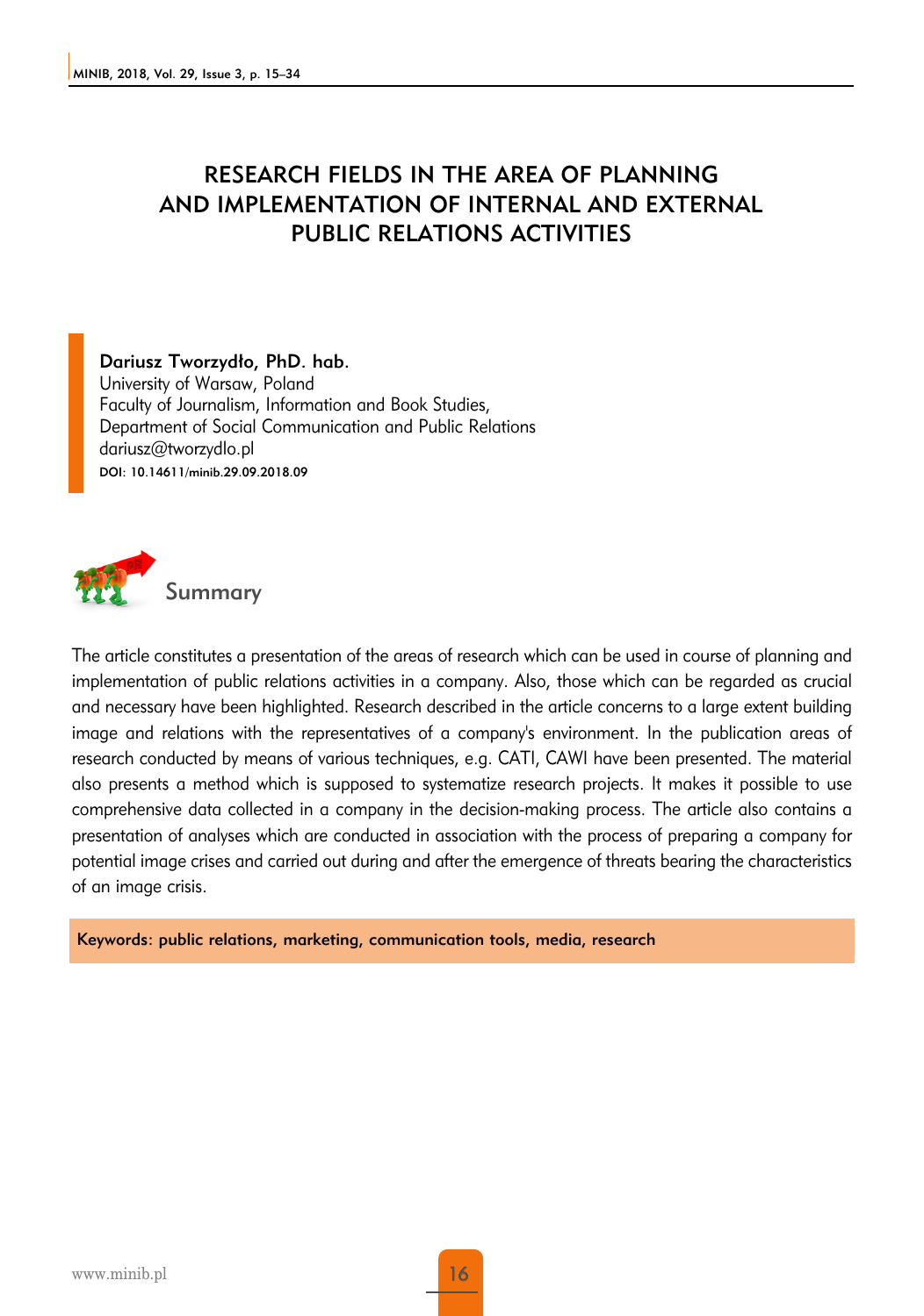# RESEARCH FIELDS IN THE AREA OF PLANNING AND IMPLEMENTATION OF INTERNAL AND EXTERNAL PUBLIC RELATIONS ACTIVITIES

**Dariusz Tworzydło, PhD. hab.**
University of Warsaw, Poland
Faculty of Journalism, Information and Book Studies,
Department of Social Communication and Public Relations
dariusz@tworzydlo.pl
DOI: 10.14611/minib.29.09.2018.09

## Summary

The article constitutes a presentation of the areas of research which can be used in course of planning and implementation of public relations activities in a company. Also, those which can be regarded as crucial and necessary have been highlighted. Research described in the article concerns to a large extent building image and relations with the representatives of a company's environment. In the publication areas of research conducted by means of various techniques, e.g. CATI, CAWI have been presented. The material also presents a method which is supposed to systematize research projects. It makes it possible to use comprehensive data collected in a company in the decision-making process. The article also contains a presentation of analyses which are conducted in association with the process of preparing a company for potential image crises and carried out during and after the emergence of threats bearing the characteristics of an image crisis.

**Keywords: public relations, marketing, communication tools, media, research**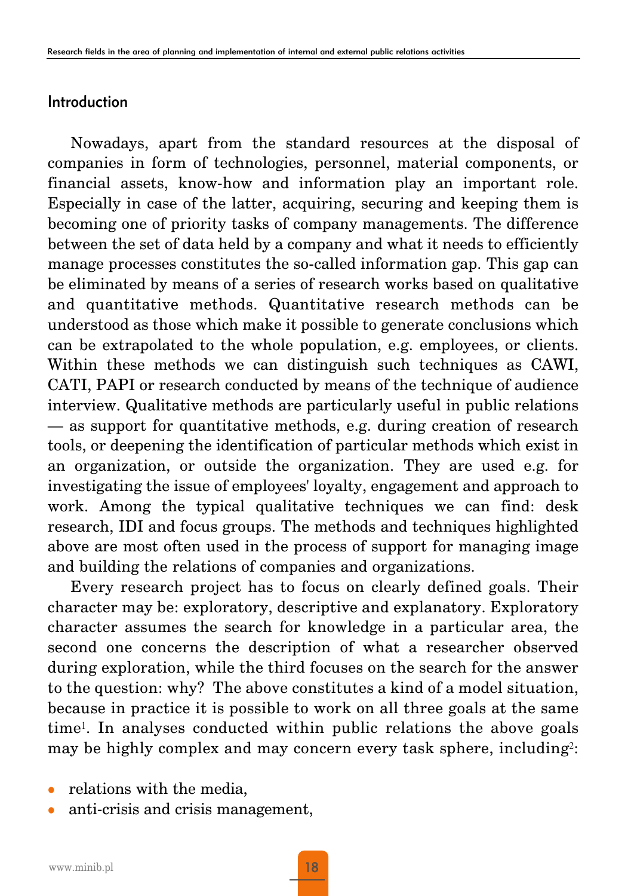## Introduction

Nowadays, apart from the standard resources at the disposal of companies in form of technologies, personnel, material components, or financial assets, know-how and information play an important role. Especially in case of the latter, acquiring, securing and keeping them is becoming one of priority tasks of company managements. The difference between the set of data held by a company and what it needs to efficiently manage processes constitutes the so-called information gap. This gap can be eliminated by means of a series of research works based on qualitative and quantitative methods. Quantitative research methods can be understood as those which make it possible to generate conclusions which can be extrapolated to the whole population, e.g. employees, or clients. Within these methods we can distinguish such techniques as CAWI, CATI, PAPI or research conducted by means of the technique of audience interview. Qualitative methods are particularly useful in public relations — as support for quantitative methods, e.g. during creation of research tools, or deepening the identification of particular methods which exist in an organization, or outside the organization. They are used e.g. for investigating the issue of employees' loyalty, engagement and approach to work. Among the typical qualitative techniques we can find: desk research, IDI and focus groups. The methods and techniques highlighted above are most often used in the process of support for managing image and building the relations of companies and organizations.

Every research project has to focus on clearly defined goals. Their character may be: exploratory, descriptive and explanatory. Exploratory character assumes the search for knowledge in a particular area, the second one concerns the description of what a researcher observed during exploration, while the third focuses on the search for the answer to the question: why? The above constitutes a kind of a model situation, because in practice it is possible to work on all three goals at the same time[1]. In analyses conducted within public relations the above goals may be highly complex and may concern every task sphere, including[2]:

- relations with the media,
- anti-crisis and crisis management,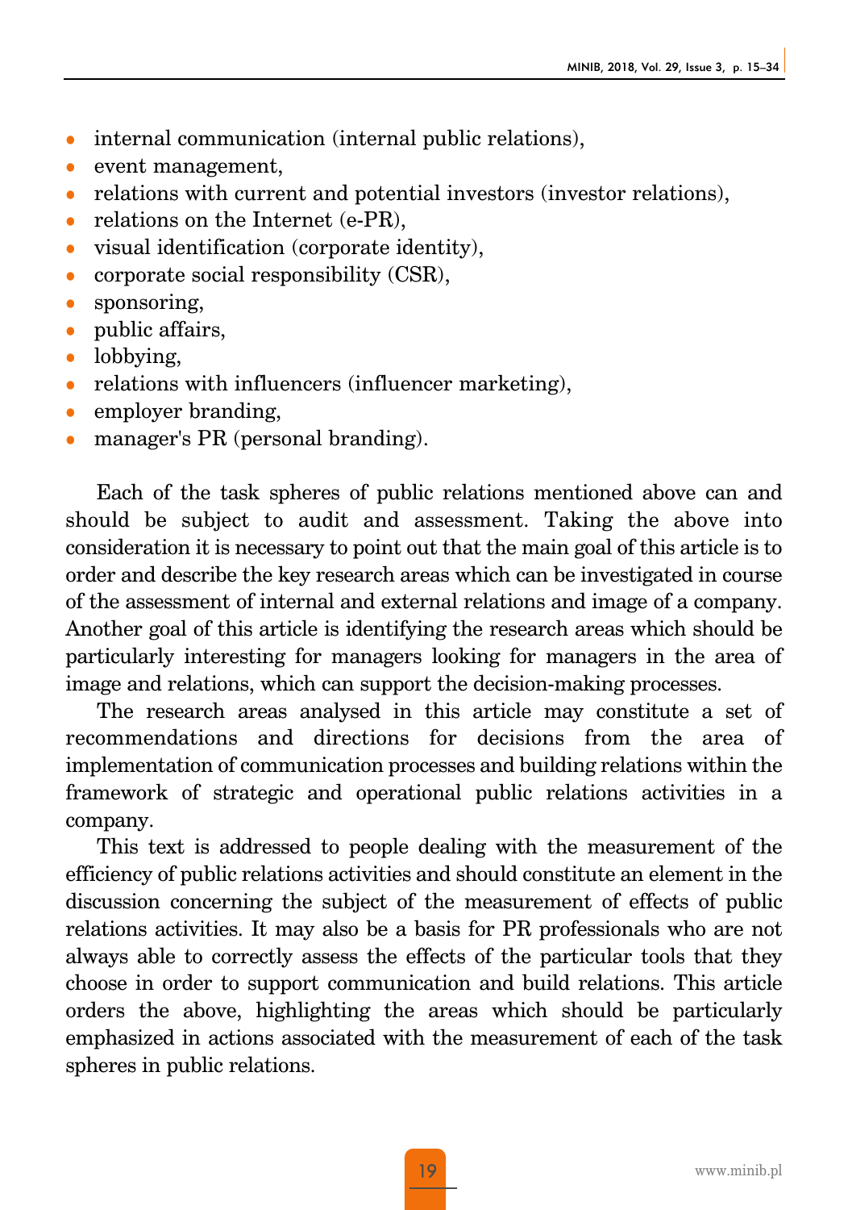- internal communication (internal public relations),
- event management,
- relations with current and potential investors (investor relations),
- relations on the Internet (e-PR),
- visual identification (corporate identity),
- corporate social responsibility (CSR),
- sponsoring,
- public affairs,
- lobbying,
- relations with influencers (influencer marketing),
- employer branding,
- manager's PR (personal branding).

Each of the task spheres of public relations mentioned above can and should be subject to audit and assessment. Taking the above into consideration it is necessary to point out that the main goal of this article is to order and describe the key research areas which can be investigated in course of the assessment of internal and external relations and image of a company. Another goal of this article is identifying the research areas which should be particularly interesting for managers looking for managers in the area of image and relations, which can support the decision-making processes.

The research areas analysed in this article may constitute a set of recommendations and directions for decisions from the area of implementation of communication processes and building relations within the framework of strategic and operational public relations activities in a company.

This text is addressed to people dealing with the measurement of the efficiency of public relations activities and should constitute an element in the discussion concerning the subject of the measurement of effects of public relations activities. It may also be a basis for PR professionals who are not always able to correctly assess the effects of the particular tools that they choose in order to support communication and build relations. This article orders the above, highlighting the areas which should be particularly emphasized in actions associated with the measurement of each of the task spheres in public relations.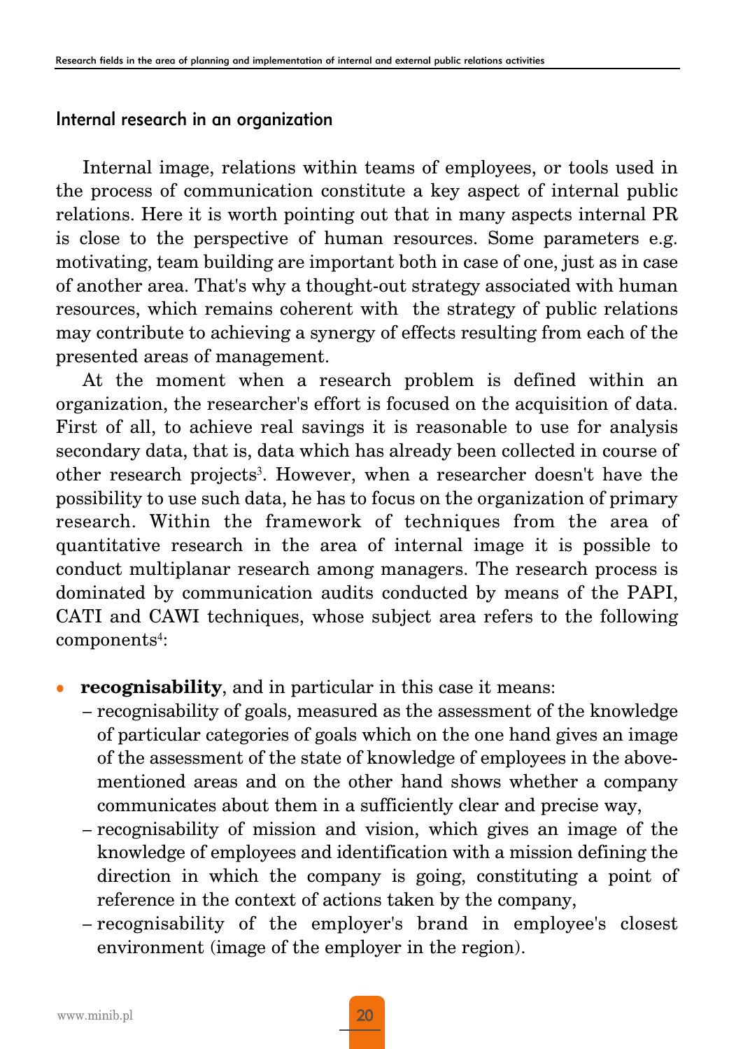## Internal research in an organization

Internal image, relations within teams of employees, or tools used in the process of communication constitute a key aspect of internal public relations. Here it is worth pointing out that in many aspects internal PR is close to the perspective of human resources. Some parameters e.g. motivating, team building are important both in case of one, just as in case of another area. That's why a thought-out strategy associated with human resources, which remains coherent with the strategy of public relations may contribute to achieving a synergy of effects resulting from each of the presented areas of management.

At the moment when a research problem is defined within an organization, the researcher's effort is focused on the acquisition of data. First of all, to achieve real savings it is reasonable to use for analysis secondary data, that is, data which has already been collected in course of other research projects[3]. However, when a researcher doesn't have the possibility to use such data, he has to focus on the organization of primary research. Within the framework of techniques from the area of quantitative research in the area of internal image it is possible to conduct multiplanar research among managers. The research process is dominated by communication audits conducted by means of the PAPI, CATI and CAWI techniques, whose subject area refers to the following components[4]:

- **recognisability**, and in particular in this case it means:
  - recognisability of goals, measured as the assessment of the knowledge of particular categories of goals which on the one hand gives an image of the assessment of the state of knowledge of employees in the above-mentioned areas and on the other hand shows whether a company communicates about them in a sufficiently clear and precise way,
  - recognisability of mission and vision, which gives an image of the knowledge of employees and identification with a mission defining the direction in which the company is going, constituting a point of reference in the context of actions taken by the company,
  - recognisability of the employer's brand in employee's closest environment (image of the employer in the region).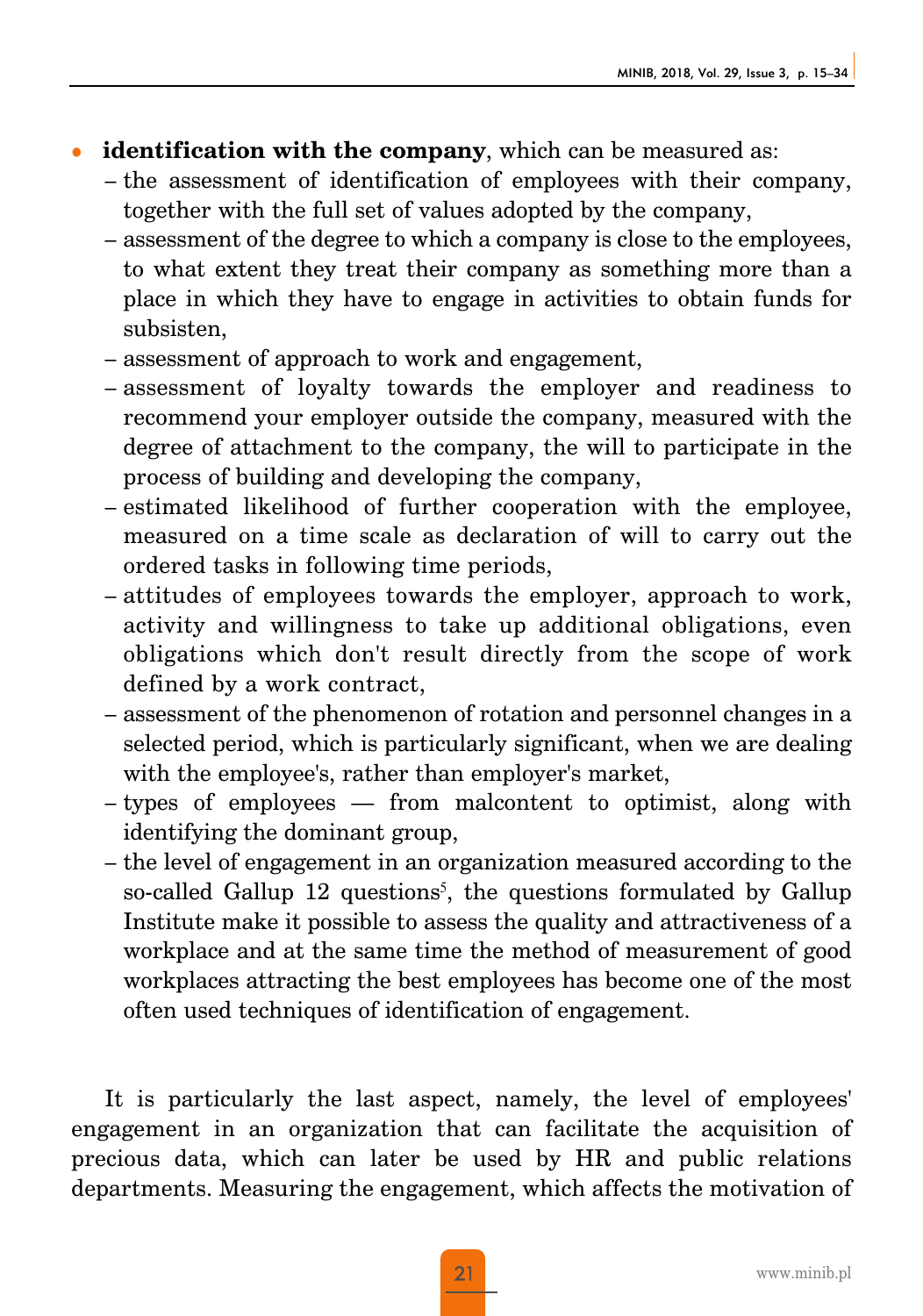- **identification with the company**, which can be measured as:
  - the assessment of identification of employees with their company, together with the full set of values adopted by the company,
  - assessment of the degree to which a company is close to the employees, to what extent they treat their company as something more than a place in which they have to engage in activities to obtain funds for subsisten,
  - assessment of approach to work and engagement,
  - assessment of loyalty towards the employer and readiness to recommend your employer outside the company, measured with the degree of attachment to the company, the will to participate in the process of building and developing the company,
  - estimated likelihood of further cooperation with the employee, measured on a time scale as declaration of will to carry out the ordered tasks in following time periods,
  - attitudes of employees towards the employer, approach to work, activity and willingness to take up additional obligations, even obligations which don't result directly from the scope of work defined by a work contract,
  - assessment of the phenomenon of rotation and personnel changes in a selected period, which is particularly significant, when we are dealing with the employee's, rather than employer's market,
  - types of employees — from malcontent to optimist, along with identifying the dominant group,
  - the level of engagement in an organization measured according to the so-called Gallup 12 questions[5], the questions formulated by Gallup Institute make it possible to assess the quality and attractiveness of a workplace and at the same time the method of measurement of good workplaces attracting the best employees has become one of the most often used techniques of identification of engagement.

It is particularly the last aspect, namely, the level of employees' engagement in an organization that can facilitate the acquisition of precious data, which can later be used by HR and public relations departments. Measuring the engagement, which affects the motivation of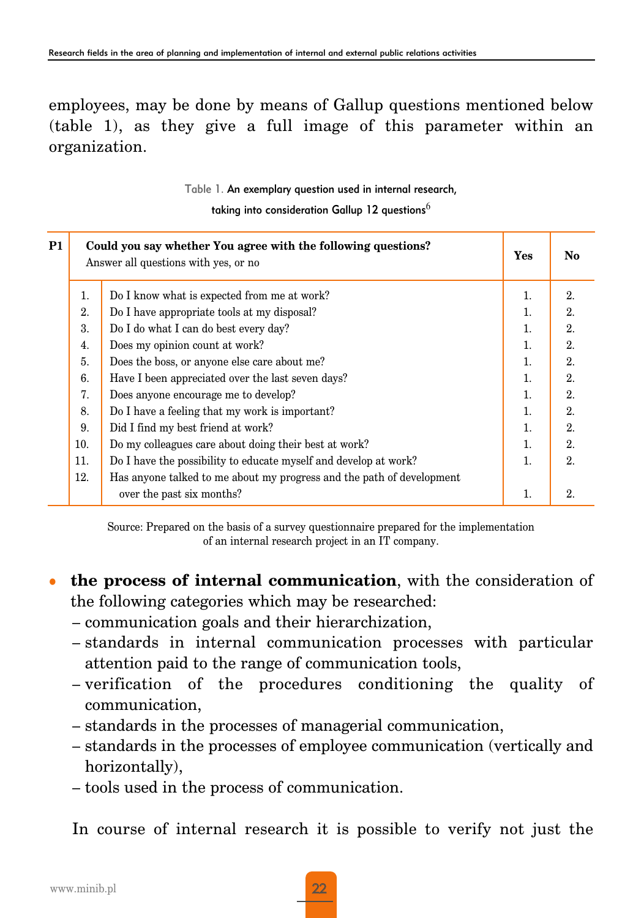employees, may be done by means of Gallup questions mentioned below (table 1), as they give a full image of this parameter within an organization.

Table 1. An exemplary question used in internal research, taking into consideration Gallup 12 questions[6]

| P1 | **Could you say whether You agree with the following questions?** Answer all questions with yes, or no | | **Yes** | **No** |
|---|---|---|---|---|
| | 1. | Do I know what is expected from me at work? | 1. | 2. |
| | 2. | Do I have appropriate tools at my disposal? | 1. | 2. |
| | 3. | Do I do what I can do best every day? | 1. | 2. |
| | 4. | Does my opinion count at work? | 1. | 2. |
| | 5. | Does the boss, or anyone else care about me? | 1. | 2. |
| | 6. | Have I been appreciated over the last seven days? | 1. | 2. |
| | 7. | Does anyone encourage me to develop? | 1. | 2. |
| | 8. | Do I have a feeling that my work is important? | 1. | 2. |
| | 9. | Did I find my best friend at work? | 1. | 2. |
| | 10. | Do my colleagues care about doing their best at work? | 1. | 2. |
| | 11. | Do I have the possibility to educate myself and develop at work? | 1. | 2. |
| | 12. | Has anyone talked to me about my progress and the path of development over the past six months? | 1. | 2. |

Source: Prepared on the basis of a survey questionnaire prepared for the implementation of an internal research project in an IT company.

- **the process of internal communication**, with the consideration of the following categories which may be researched:
  - communication goals and their hierarchization,
  - standards in internal communication processes with particular attention paid to the range of communication tools,
  - verification of the procedures conditioning the quality of communication,
  - standards in the processes of managerial communication,
  - standards in the processes of employee communication (vertically and horizontally),
  - tools used in the process of communication.

In course of internal research it is possible to verify not just the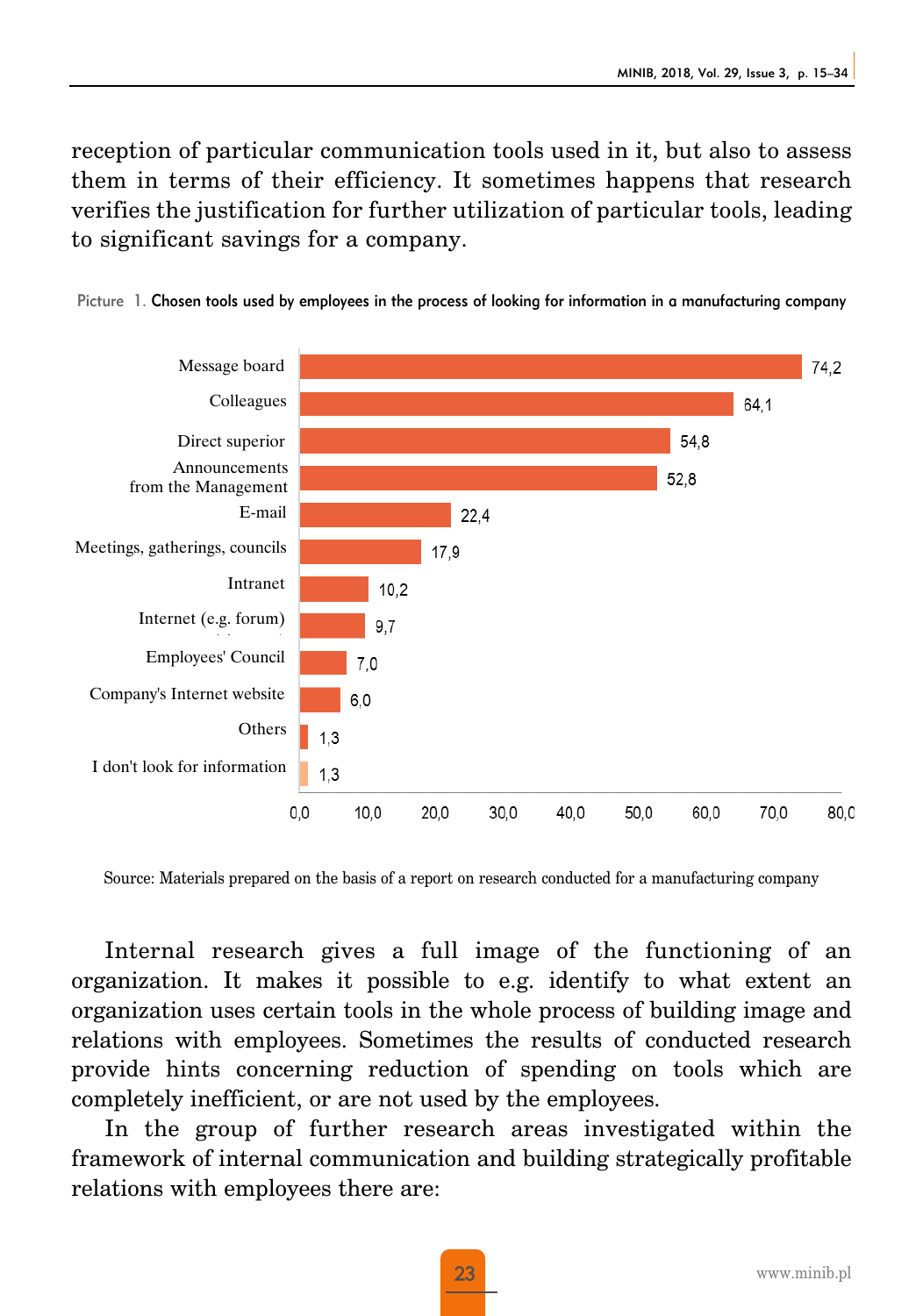reception of particular communication tools used in it, but also to assess them in terms of their efficiency. It sometimes happens that research verifies the justification for further utilization of particular tools, leading to significant savings for a company.

Picture 1. Chosen tools used by employees in the process of looking for information in a manufacturing company

| Tool | % |
|---|---|
| Message board | 74,2 |
| Colleagues | 64,1 |
| Direct superior | 54,8 |
| Announcements from the Management | 52,8 |
| E-mail | 22,4 |
| Meetings, gatherings, councils | 17,9 |
| Intranet | 10,2 |
| Internet (e.g. forum) | 9,7 |
| Employees' Council | 7,0 |
| Company's Internet website | 6,0 |
| Others | 1,3 |
| I don't look for information | 1,3 |

Source: Materials prepared on the basis of a report on research conducted for a manufacturing company

Internal research gives a full image of the functioning of an organization. It makes it possible to e.g. identify to what extent an organization uses certain tools in the whole process of building image and relations with employees. Sometimes the results of conducted research provide hints concerning reduction of spending on tools which are completely inefficient, or are not used by the employees.

In the group of further research areas investigated within the framework of internal communication and building strategically profitable relations with employees there are: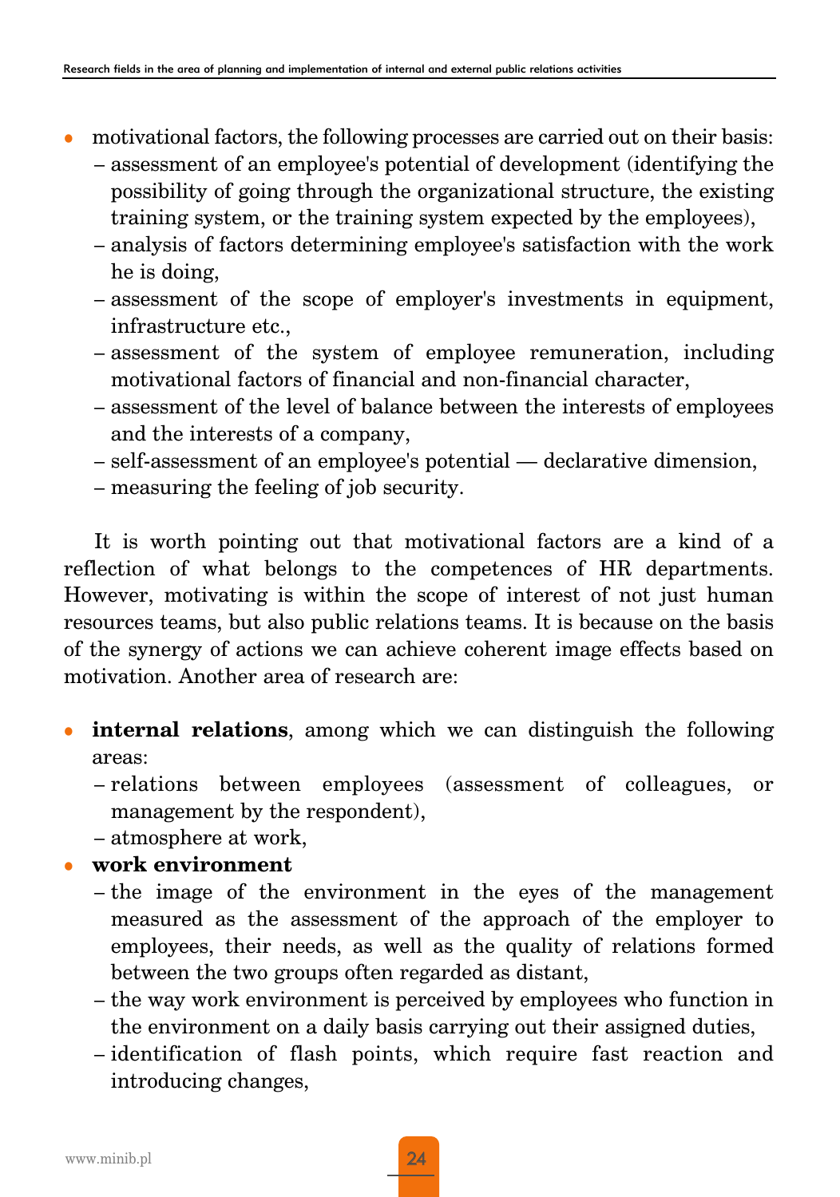- motivational factors, the following processes are carried out on their basis:
  - assessment of an employee's potential of development (identifying the possibility of going through the organizational structure, the existing training system, or the training system expected by the employees),
  - analysis of factors determining employee's satisfaction with the work he is doing,
  - assessment of the scope of employer's investments in equipment, infrastructure etc.,
  - assessment of the system of employee remuneration, including motivational factors of financial and non-financial character,
  - assessment of the level of balance between the interests of employees and the interests of a company,
  - self-assessment of an employee's potential — declarative dimension,
  - measuring the feeling of job security.

It is worth pointing out that motivational factors are a kind of a reflection of what belongs to the competences of HR departments. However, motivating is within the scope of interest of not just human resources teams, but also public relations teams. It is because on the basis of the synergy of actions we can achieve coherent image effects based on motivation. Another area of research are:

- **internal relations**, among which we can distinguish the following areas:
  - relations between employees (assessment of colleagues, or management by the respondent),
  - atmosphere at work,
- **work environment**
  - the image of the environment in the eyes of the management measured as the assessment of the approach of the employer to employees, their needs, as well as the quality of relations formed between the two groups often regarded as distant,
  - the way work environment is perceived by employees who function in the environment on a daily basis carrying out their assigned duties,
  - identification of flash points, which require fast reaction and introducing changes,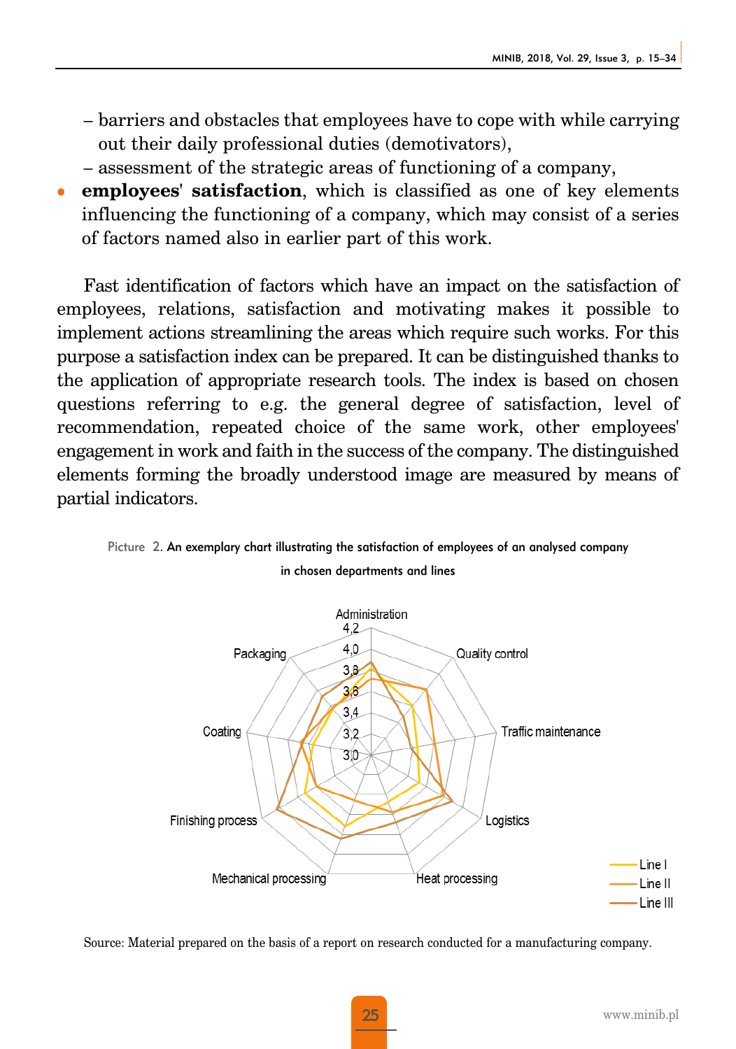– barriers and obstacles that employees have to cope with while carrying out their daily professional duties (demotivators),
– assessment of the strategic areas of functioning of a company,

- **employees' satisfaction**, which is classified as one of key elements influencing the functioning of a company, which may consist of a series of factors named also in earlier part of this work.

Fast identification of factors which have an impact on the satisfaction of employees, relations, satisfaction and motivating makes it possible to implement actions streamlining the areas which require such works. For this purpose a satisfaction index can be prepared. It can be distinguished thanks to the application of appropriate research tools. The index is based on chosen questions referring to e.g. the general degree of satisfaction, level of recommendation, repeated choice of the same work, other employees' engagement in work and faith in the success of the company. The distinguished elements forming the broadly understood image are measured by means of partial indicators.

Picture 2. An exemplary chart illustrating the satisfaction of employees of an analysed company in chosen departments and lines

Source: Material prepared on the basis of a report on research conducted for a manufacturing company.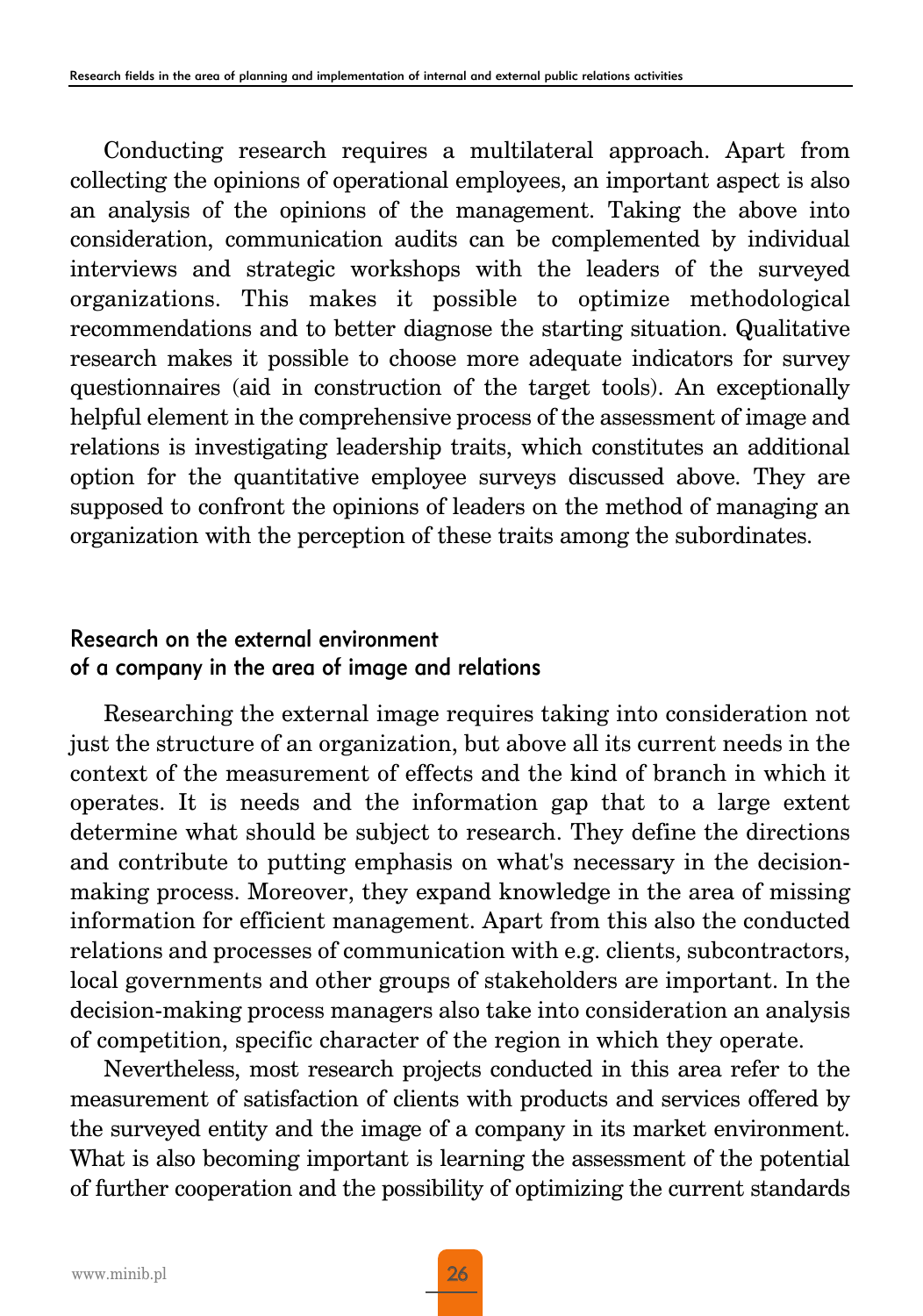Conducting research requires a multilateral approach. Apart from collecting the opinions of operational employees, an important aspect is also an analysis of the opinions of the management. Taking the above into consideration, communication audits can be complemented by individual interviews and strategic workshops with the leaders of the surveyed organizations. This makes it possible to optimize methodological recommendations and to better diagnose the starting situation. Qualitative research makes it possible to choose more adequate indicators for survey questionnaires (aid in construction of the target tools). An exceptionally helpful element in the comprehensive process of the assessment of image and relations is investigating leadership traits, which constitutes an additional option for the quantitative employee surveys discussed above. They are supposed to confront the opinions of leaders on the method of managing an organization with the perception of these traits among the subordinates.

## Research on the external environment of a company in the area of image and relations

Researching the external image requires taking into consideration not just the structure of an organization, but above all its current needs in the context of the measurement of effects and the kind of branch in which it operates. It is needs and the information gap that to a large extent determine what should be subject to research. They define the directions and contribute to putting emphasis on what's necessary in the decision-making process. Moreover, they expand knowledge in the area of missing information for efficient management. Apart from this also the conducted relations and processes of communication with e.g. clients, subcontractors, local governments and other groups of stakeholders are important. In the decision-making process managers also take into consideration an analysis of competition, specific character of the region in which they operate.

Nevertheless, most research projects conducted in this area refer to the measurement of satisfaction of clients with products and services offered by the surveyed entity and the image of a company in its market environment. What is also becoming important is learning the assessment of the potential of further cooperation and the possibility of optimizing the current standards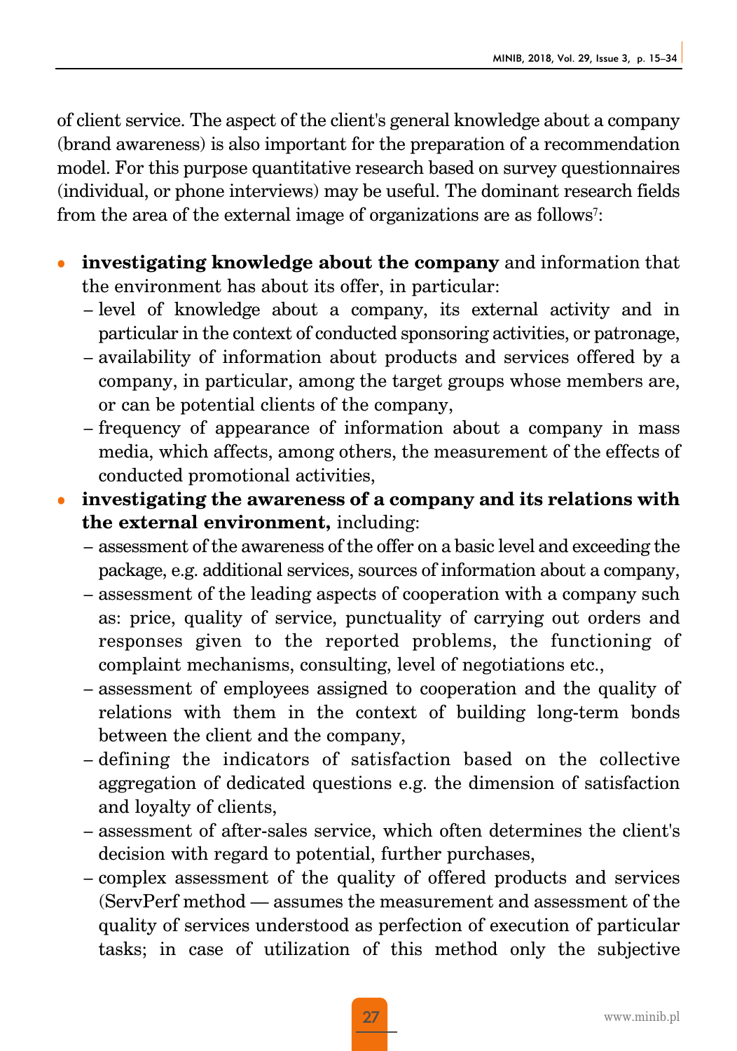of client service. The aspect of the client's general knowledge about a company (brand awareness) is also important for the preparation of a recommendation model. For this purpose quantitative research based on survey questionnaires (individual, or phone interviews) may be useful. The dominant research fields from the area of the external image of organizations are as follows[7]:

- **investigating knowledge about the company** and information that the environment has about its offer, in particular:
  - level of knowledge about a company, its external activity and in particular in the context of conducted sponsoring activities, or patronage,
  - availability of information about products and services offered by a company, in particular, among the target groups whose members are, or can be potential clients of the company,
  - frequency of appearance of information about a company in mass media, which affects, among others, the measurement of the effects of conducted promotional activities,
- **investigating the awareness of a company and its relations with the external environment,** including:
  - assessment of the awareness of the offer on a basic level and exceeding the package, e.g. additional services, sources of information about a company,
  - assessment of the leading aspects of cooperation with a company such as: price, quality of service, punctuality of carrying out orders and responses given to the reported problems, the functioning of complaint mechanisms, consulting, level of negotiations etc.,
  - assessment of employees assigned to cooperation and the quality of relations with them in the context of building long-term bonds between the client and the company,
  - defining the indicators of satisfaction based on the collective aggregation of dedicated questions e.g. the dimension of satisfaction and loyalty of clients,
  - assessment of after-sales service, which often determines the client's decision with regard to potential, further purchases,
  - complex assessment of the quality of offered products and services (ServPerf method — assumes the measurement and assessment of the quality of services understood as perfection of execution of particular tasks; in case of utilization of this method only the subjective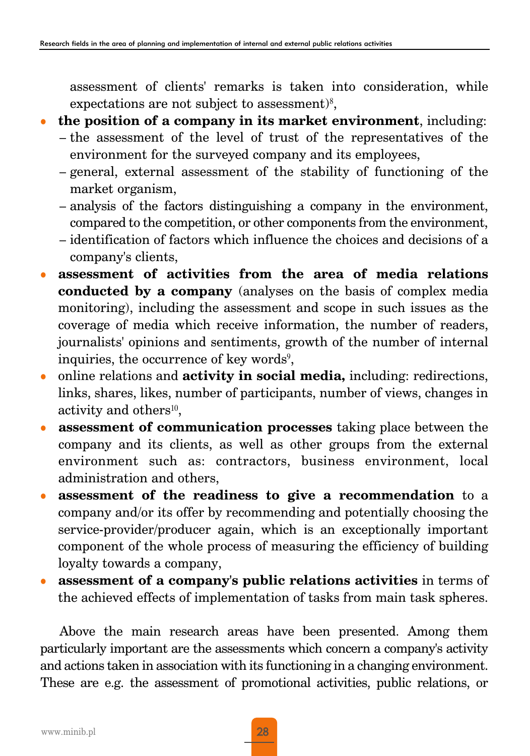assessment of clients' remarks is taken into consideration, while expectations are not subject to assessment)[8],

- **the position of a company in its market environment**, including:
  - the assessment of the level of trust of the representatives of the environment for the surveyed company and its employees,
  - general, external assessment of the stability of functioning of the market organism,
  - analysis of the factors distinguishing a company in the environment, compared to the competition, or other components from the environment,
  - identification of factors which influence the choices and decisions of a company's clients,
- **assessment of activities from the area of media relations conducted by a company** (analyses on the basis of complex media monitoring), including the assessment and scope in such issues as the coverage of media which receive information, the number of readers, journalists' opinions and sentiments, growth of the number of internal inquiries, the occurrence of key words[9],
- online relations and **activity in social media,** including: redirections, links, shares, likes, number of participants, number of views, changes in activity and others[10],
- **assessment of communication processes** taking place between the company and its clients, as well as other groups from the external environment such as: contractors, business environment, local administration and others,
- **assessment of the readiness to give a recommendation** to a company and/or its offer by recommending and potentially choosing the service-provider/producer again, which is an exceptionally important component of the whole process of measuring the efficiency of building loyalty towards a company,
- **assessment of a company's public relations activities** in terms of the achieved effects of implementation of tasks from main task spheres.

Above the main research areas have been presented. Among them particularly important are the assessments which concern a company's activity and actions taken in association with its functioning in a changing environment. These are e.g. the assessment of promotional activities, public relations, or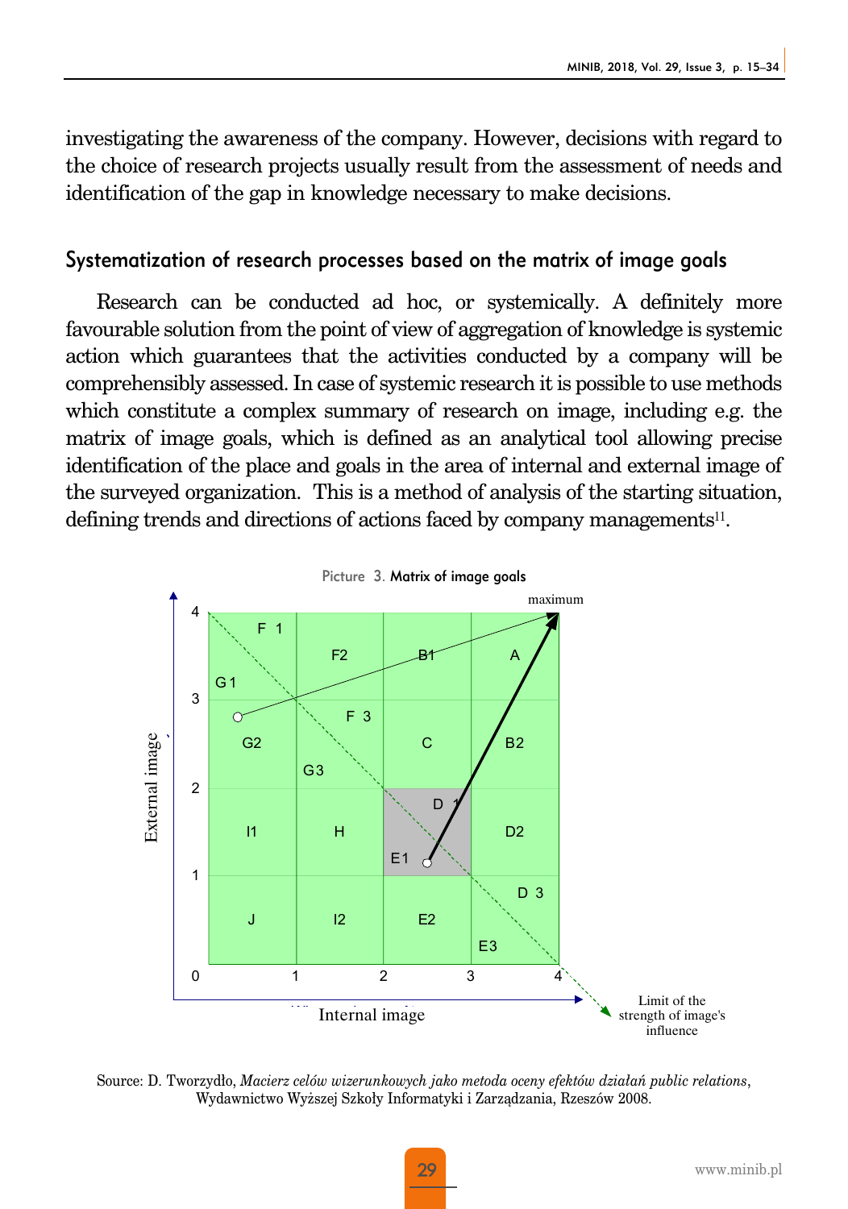investigating the awareness of the company. However, decisions with regard to the choice of research projects usually result from the assessment of needs and identification of the gap in knowledge necessary to make decisions.

## Systematization of research processes based on the matrix of image goals

Research can be conducted ad hoc, or systemically. A definitely more favourable solution from the point of view of aggregation of knowledge is systemic action which guarantees that the activities conducted by a company will be comprehensibly assessed. In case of systemic research it is possible to use methods which constitute a complex summary of research on image, including e.g. the matrix of image goals, which is defined as an analytical tool allowing precise identification of the place and goals in the area of internal and external image of the surveyed organization. This is a method of analysis of the starting situation, defining trends and directions of actions faced by company managements[11].

Picture 3. Matrix of image goals

Source: D. Tworzydło, *Macierz celów wizerunkowych jako metoda oceny efektów działań public relations*, Wydawnictwo Wyższej Szkoły Informatyki i Zarządzania, Rzeszów 2008.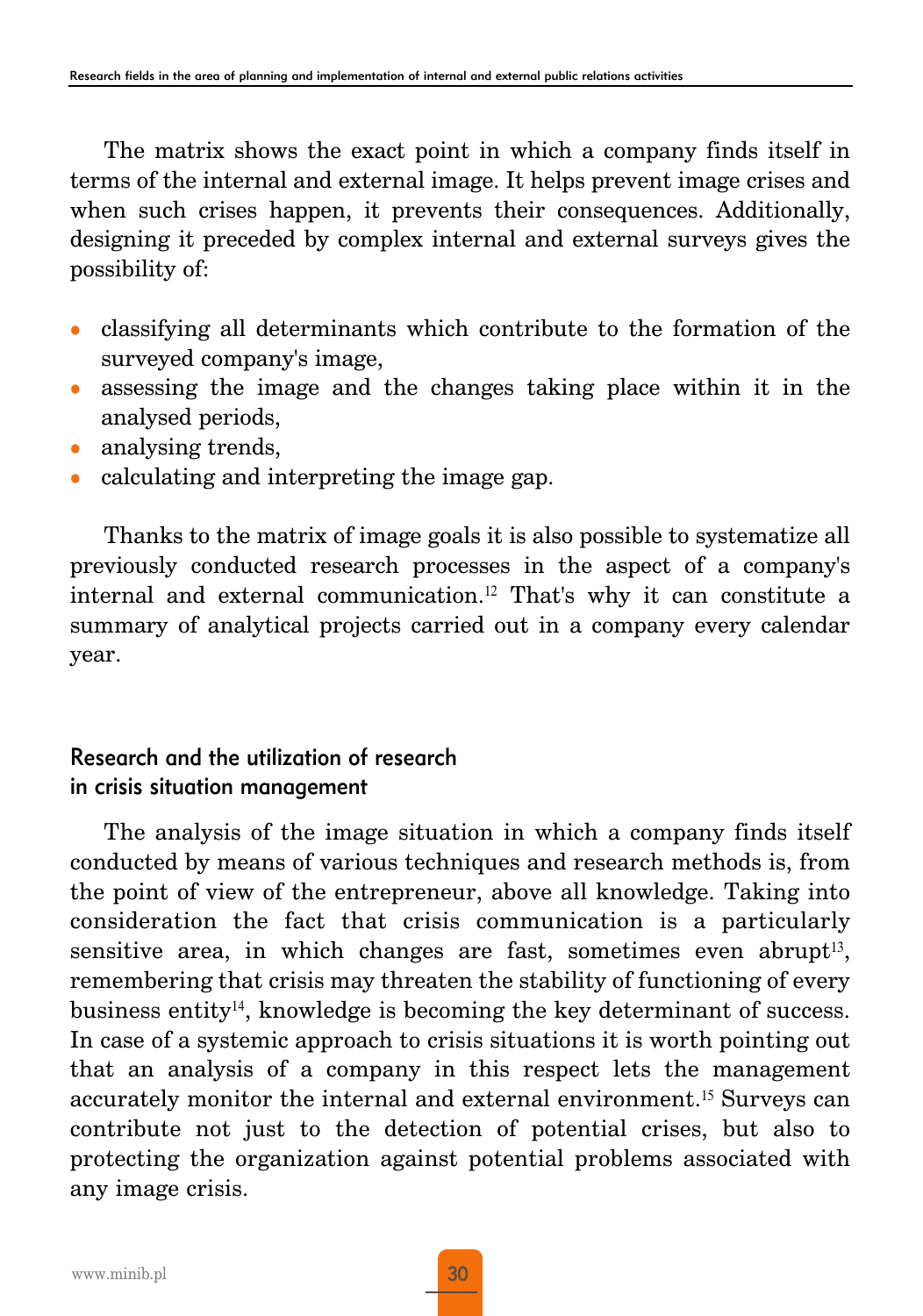The matrix shows the exact point in which a company finds itself in terms of the internal and external image. It helps prevent image crises and when such crises happen, it prevents their consequences. Additionally, designing it preceded by complex internal and external surveys gives the possibility of:

- classifying all determinants which contribute to the formation of the surveyed company's image,
- assessing the image and the changes taking place within it in the analysed periods,
- analysing trends,
- calculating and interpreting the image gap.

Thanks to the matrix of image goals it is also possible to systematize all previously conducted research processes in the aspect of a company's internal and external communication.[12] That's why it can constitute a summary of analytical projects carried out in a company every calendar year.

## Research and the utilization of research in crisis situation management

The analysis of the image situation in which a company finds itself conducted by means of various techniques and research methods is, from the point of view of the entrepreneur, above all knowledge. Taking into consideration the fact that crisis communication is a particularly sensitive area, in which changes are fast, sometimes even abrupt[13], remembering that crisis may threaten the stability of functioning of every business entity[14], knowledge is becoming the key determinant of success. In case of a systemic approach to crisis situations it is worth pointing out that an analysis of a company in this respect lets the management accurately monitor the internal and external environment.[15] Surveys can contribute not just to the detection of potential crises, but also to protecting the organization against potential problems associated with any image crisis.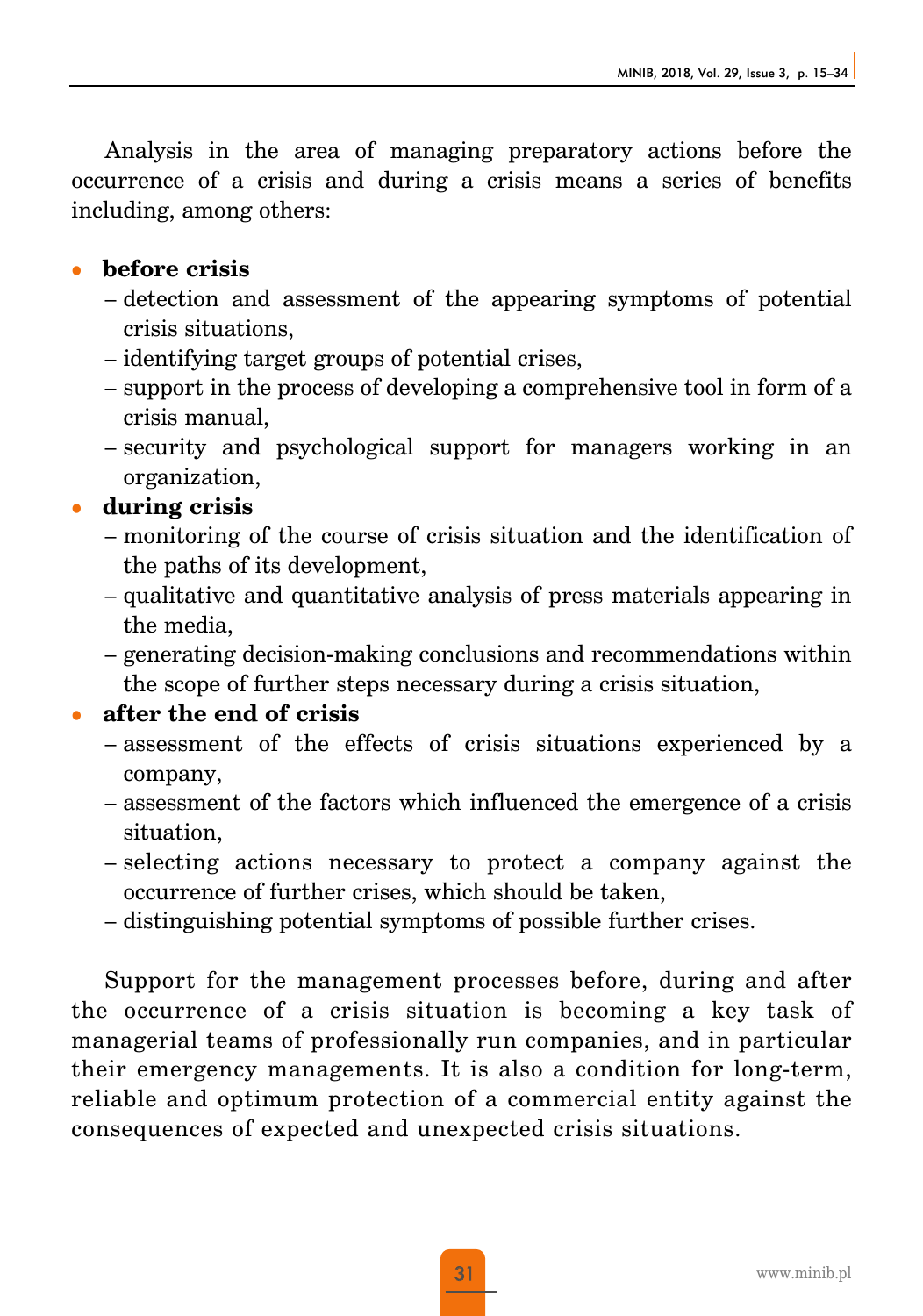Analysis in the area of managing preparatory actions before the occurrence of a crisis and during a crisis means a series of benefits including, among others:

- **before crisis**
  - detection and assessment of the appearing symptoms of potential crisis situations,
  - identifying target groups of potential crises,
  - support in the process of developing a comprehensive tool in form of a crisis manual,
  - security and psychological support for managers working in an organization,
- **during crisis**
  - monitoring of the course of crisis situation and the identification of the paths of its development,
  - qualitative and quantitative analysis of press materials appearing in the media,
  - generating decision-making conclusions and recommendations within the scope of further steps necessary during a crisis situation,
- **after the end of crisis**
  - assessment of the effects of crisis situations experienced by a company,
  - assessment of the factors which influenced the emergence of a crisis situation,
  - selecting actions necessary to protect a company against the occurrence of further crises, which should be taken,
  - distinguishing potential symptoms of possible further crises.

Support for the management processes before, during and after the occurrence of a crisis situation is becoming a key task of managerial teams of professionally run companies, and in particular their emergency managements. It is also a condition for long-term, reliable and optimum protection of a commercial entity against the consequences of expected and unexpected crisis situations.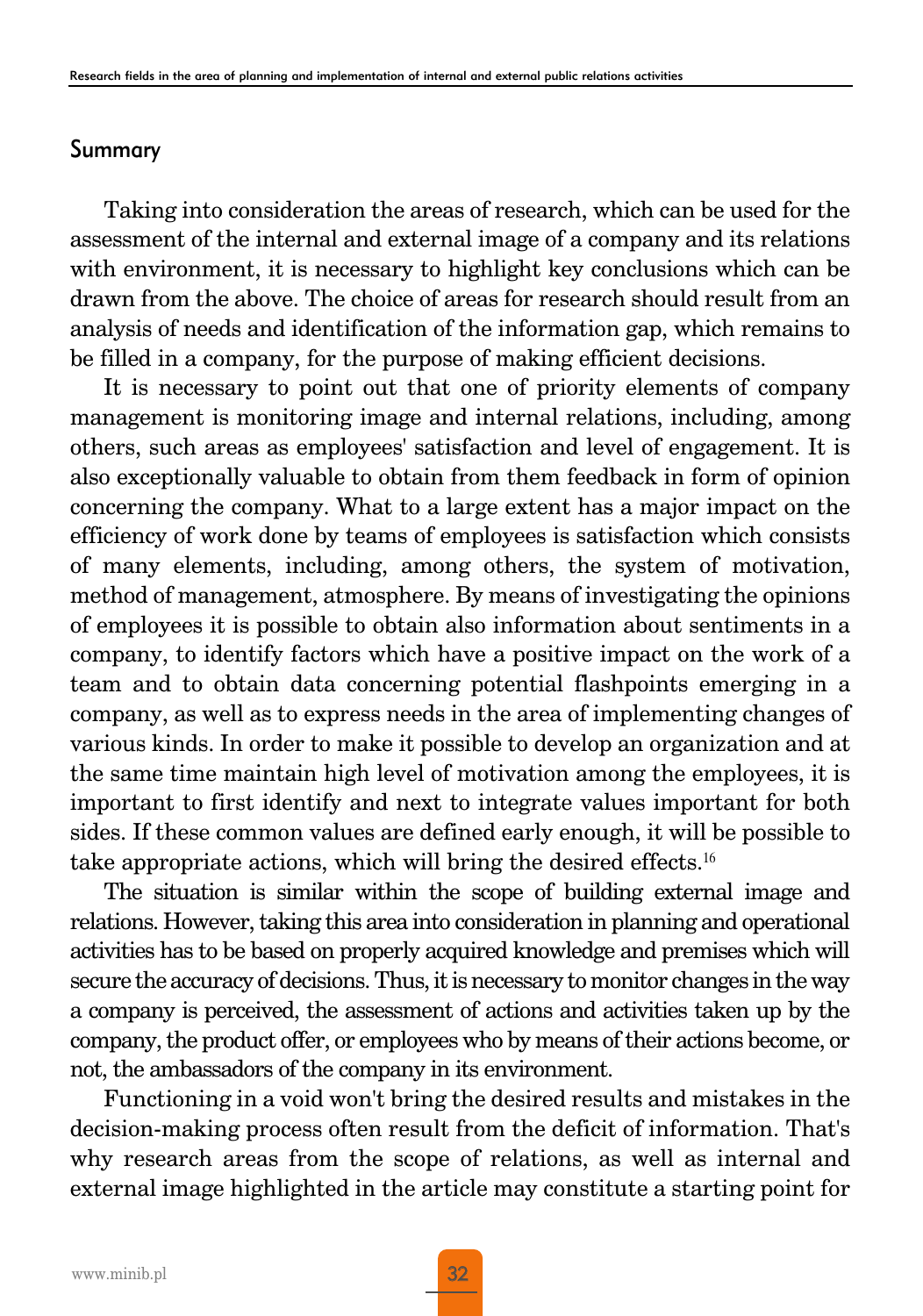## Summary

Taking into consideration the areas of research, which can be used for the assessment of the internal and external image of a company and its relations with environment, it is necessary to highlight key conclusions which can be drawn from the above. The choice of areas for research should result from an analysis of needs and identification of the information gap, which remains to be filled in a company, for the purpose of making efficient decisions.

It is necessary to point out that one of priority elements of company management is monitoring image and internal relations, including, among others, such areas as employees' satisfaction and level of engagement. It is also exceptionally valuable to obtain from them feedback in form of opinion concerning the company. What to a large extent has a major impact on the efficiency of work done by teams of employees is satisfaction which consists of many elements, including, among others, the system of motivation, method of management, atmosphere. By means of investigating the opinions of employees it is possible to obtain also information about sentiments in a company, to identify factors which have a positive impact on the work of a team and to obtain data concerning potential flashpoints emerging in a company, as well as to express needs in the area of implementing changes of various kinds. In order to make it possible to develop an organization and at the same time maintain high level of motivation among the employees, it is important to first identify and next to integrate values important for both sides. If these common values are defined early enough, it will be possible to take appropriate actions, which will bring the desired effects.[16]

The situation is similar within the scope of building external image and relations. However, taking this area into consideration in planning and operational activities has to be based on properly acquired knowledge and premises which will secure the accuracy of decisions. Thus, it is necessary to monitor changes in the way a company is perceived, the assessment of actions and activities taken up by the company, the product offer, or employees who by means of their actions become, or not, the ambassadors of the company in its environment.

Functioning in a void won't bring the desired results and mistakes in the decision-making process often result from the deficit of information. That's why research areas from the scope of relations, as well as internal and external image highlighted in the article may constitute a starting point for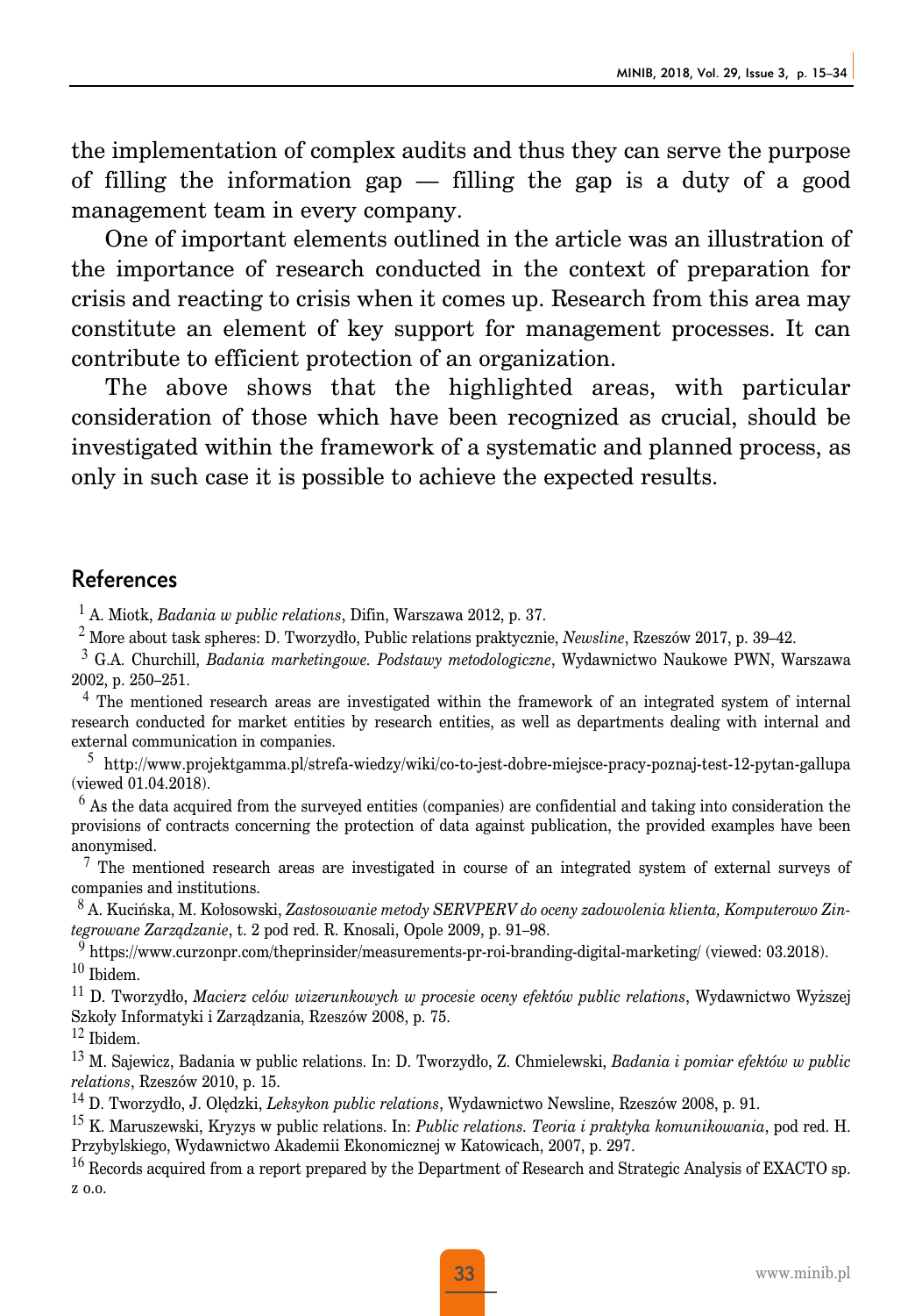the implementation of complex audits and thus they can serve the purpose of filling the information gap — filling the gap is a duty of a good management team in every company.

One of important elements outlined in the article was an illustration of the importance of research conducted in the context of preparation for crisis and reacting to crisis when it comes up. Research from this area may constitute an element of key support for management processes. It can contribute to efficient protection of an organization.

The above shows that the highlighted areas, with particular consideration of those which have been recognized as crucial, should be investigated within the framework of a systematic and planned process, as only in such case it is possible to achieve the expected results.

## References

[1] A. Miotk, *Badania w public relations*, Difin, Warszawa 2012, p. 37.

[2] More about task spheres: D. Tworzydło, Public relations praktycznie, *Newsline*, Rzeszów 2017, p. 39–42.

[3] G.A. Churchill, *Badania marketingowe. Podstawy metodologiczne*, Wydawnictwo Naukowe PWN, Warszawa 2002, p. 250–251.

[4] The mentioned research areas are investigated within the framework of an integrated system of internal research conducted for market entities by research entities, as well as departments dealing with internal and external communication in companies.

[5] http://www.projektgamma.pl/strefa-wiedzy/wiki/co-to-jest-dobre-miejsce-pracy-poznaj-test-12-pytan-gallupa (viewed 01.04.2018).

[6] As the data acquired from the surveyed entities (companies) are confidential and taking into consideration the provisions of contracts concerning the protection of data against publication, the provided examples have been anonymised.

[7] The mentioned research areas are investigated in course of an integrated system of external surveys of companies and institutions.

[8] A. Kucińska, M. Kołosowski, *Zastosowanie metody SERVPERV do oceny zadowolenia klienta, Komputerowo Zintegrowane Zarządzanie*, t. 2 pod red. R. Knosali, Opole 2009, p. 91–98.

[9] https://www.curzonpr.com/theprinsider/measurements-pr-roi-branding-digital-marketing/ (viewed: 03.2018).

[10] Ibidem.

[11] D. Tworzydło, *Macierz celów wizerunkowych w procesie oceny efektów public relations*, Wydawnictwo Wyższej Szkoły Informatyki i Zarządzania, Rzeszów 2008, p. 75.

[12] Ibidem.

[13] M. Sajewicz, Badania w public relations. In: D. Tworzydło, Z. Chmielewski, *Badania i pomiar efektów w public relations*, Rzeszów 2010, p. 15.

[14] D. Tworzydło, J. Olędzki, *Leksykon public relations*, Wydawnictwo Newsline, Rzeszów 2008, p. 91.

[15] K. Maruszewski, Kryzys w public relations. In: *Public relations. Teoria i praktyka komunikowania*, pod red. H. Przybylskiego, Wydawnictwo Akademii Ekonomicznej w Katowicach, 2007, p. 297.

[16] Records acquired from a report prepared by the Department of Research and Strategic Analysis of EXACTO sp. z o.o.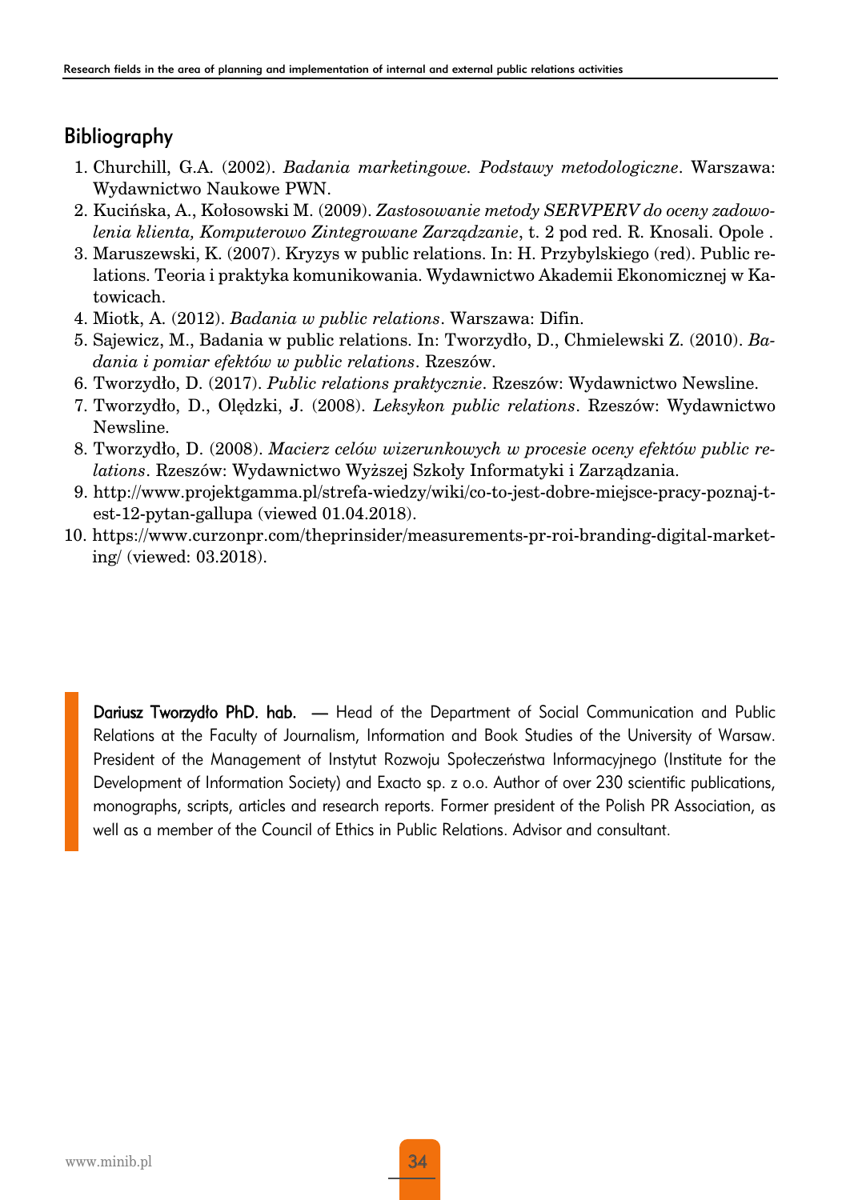## Bibliography

1. Churchill, G.A. (2002). *Badania marketingowe. Podstawy metodologiczne*. Warszawa: Wydawnictwo Naukowe PWN.
2. Kucińska, A., Kołosowski M. (2009). *Zastosowanie metody SERVPERV do oceny zadowolenia klienta, Komputerowo Zintegrowane Zarządzanie*, t. 2 pod red. R. Knosali. Opole .
3. Maruszewski, K. (2007). Kryzys w public relations. In: H. Przybylskiego (red). Public relations. Teoria i praktyka komunikowania. Wydawnictwo Akademii Ekonomicznej w Katowicach.
4. Miotk, A. (2012). *Badania w public relations*. Warszawa: Difin.
5. Sajewicz, M., Badania w public relations. In: Tworzydło, D., Chmielewski Z. (2010). *Badania i pomiar efektów w public relations*. Rzeszów.
6. Tworzydło, D. (2017). *Public relations praktycznie*. Rzeszów: Wydawnictwo Newsline.
7. Tworzydło, D., Olędzki, J. (2008). *Leksykon public relations*. Rzeszów: Wydawnictwo Newsline.
8. Tworzydło, D. (2008). *Macierz celów wizerunkowych w procesie oceny efektów public relations*. Rzeszów: Wydawnictwo Wyższej Szkoły Informatyki i Zarządzania.
9. http://www.projektgamma.pl/strefa-wiedzy/wiki/co-to-jest-dobre-miejsce-pracy-poznaj-test-12-pytan-gallupa (viewed 01.04.2018).
10. https://www.curzonpr.com/theprinsider/measurements-pr-roi-branding-digital-marketing/ (viewed: 03.2018).

**Dariusz Tworzydło PhD. hab.** — Head of the Department of Social Communication and Public Relations at the Faculty of Journalism, Information and Book Studies of the University of Warsaw. President of the Management of Instytut Rozwoju Społeczeństwa Informacyjnego (Institute for the Development of Information Society) and Exacto sp. z o.o. Author of over 230 scientific publications, monographs, scripts, articles and research reports. Former president of the Polish PR Association, as well as a member of the Council of Ethics in Public Relations. Advisor and consultant.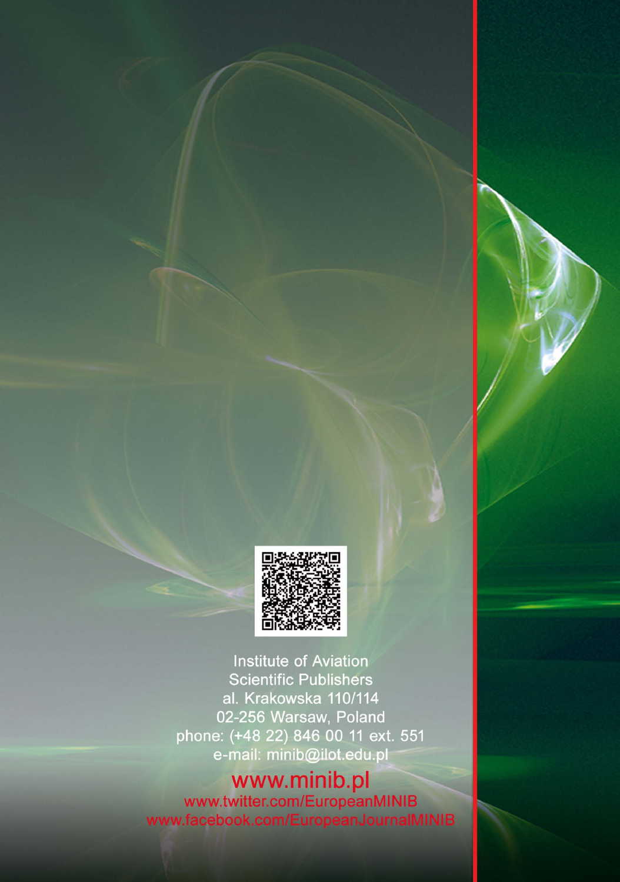Institute of Aviation
Scientific Publishers
al. Krakowska 110/114
02-256 Warsaw, Poland
phone: (+48 22) 846 00 11 ext. 551
e-mail: minib@ilot.edu.pl

**www.minib.pl**

www.twitter.com/EuropeanMINIB
www.facebook.com/EuropeanJournalMINIB